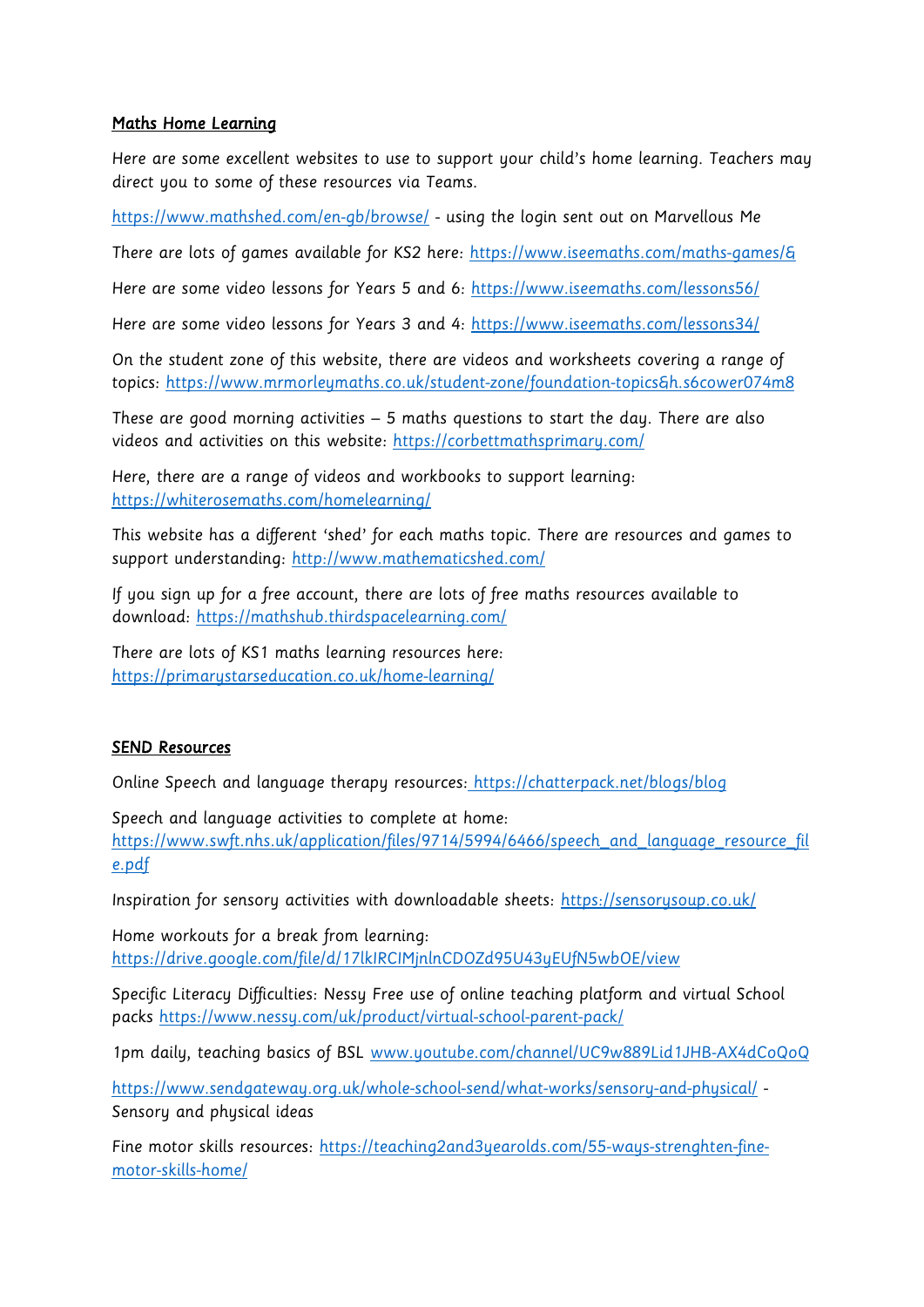## Maths Home Learning

Here are some excellent websites to use to support your child's home learning. Teachers may direct you to some of these resources via Teams.

https://www.mathshed.com/en-gb/browse/ - using the login sent out on Marvellous Me

There are lots of games available for KS2 here: https://www.iseemaths.com/maths-games/&

Here are some video lessons for Years 5 and 6: https://www.iseemaths.com/lessons56/

Here are some video lessons for Years 3 and 4: https://www.iseemaths.com/lessons34/

On the student zone of this website, there are videos and worksheets covering a range of topics: https://www.mrmorleymaths.co.uk/student-zone/foundation-topics&h.s6cower074m8

These are good morning activities – 5 maths questions to start the day. There are also videos and activities on this website: https://corbettmathsprimary.com/

Here, there are a range of videos and workbooks to support learning: https://whiterosemaths.com/homelearning/

This website has a different 'shed' for each maths topic. There are resources and games to support understanding: http://www.mathematicshed.com/

If you sign up for a free account, there are lots of free maths resources available to download: https://mathshub.thirdspacelearning.com/

There are lots of KS1 maths learning resources here: https://primarystarseducation.co.uk/home-learning/

## SEND Resources

Online Speech and language therapy resources: https://chatterpack.net/blogs/blog

Speech and language activities to complete at home: https://www.swft.nhs.uk/application/files/9714/5994/6466/speech_and_language_resource_file.pdf

Inspiration for sensory activities with downloadable sheets: https://sensorysoup.co.uk/

Home workouts for a break from learning: https://drive.google.com/file/d/17lkIRCIMjnlnCDOZd95U43yEUfN5wbOE/view

Specific Literacy Difficulties: Nessy Free use of online teaching platform and virtual School packs https://www.nessy.com/uk/product/virtual-school-parent-pack/

1pm daily, teaching basics of BSL www.youtube.com/channel/UC9w889Lid1JHB-AX4dCoQoQ

https://www.sendgateway.org.uk/whole-school-send/what-works/sensory-and-physical/ - Sensory and physical ideas

Fine motor skills resources: https://teaching2and3yearolds.com/55-ways-strenghten-fine-motor-skills-home/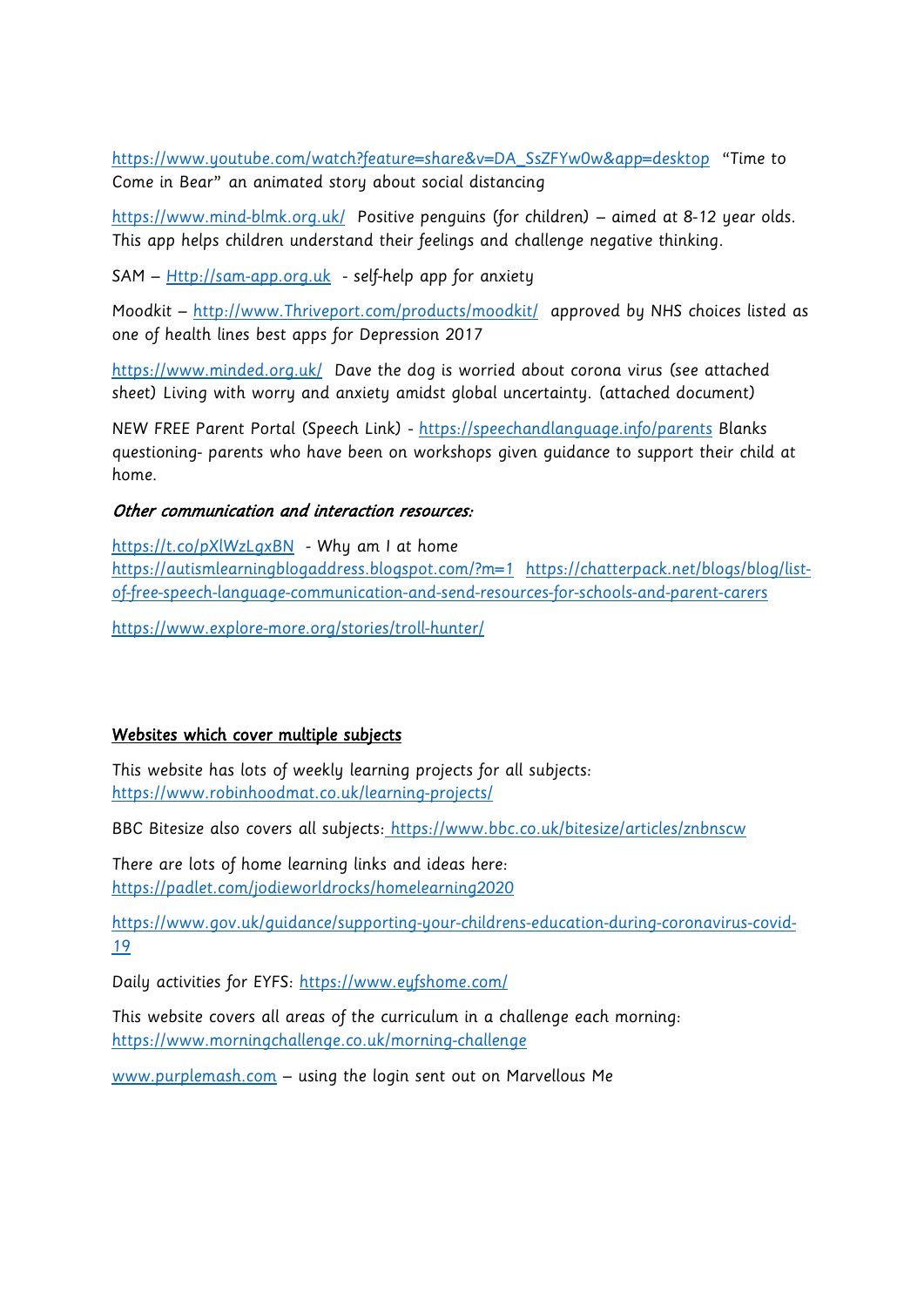https://www.youtube.com/watch?feature=share&v=DA_SsZFYw0w&app=desktop "Time to Come in Bear" an animated story about social distancing

https://www.mind-blmk.org.uk/ Positive penguins (for children) – aimed at 8-12 year olds. This app helps children understand their feelings and challenge negative thinking.

SAM – Http://sam-app.org.uk - self-help app for anxiety

Moodkit – http://www.Thriveport.com/products/moodkit/ approved by NHS choices listed as one of health lines best apps for Depression 2017

https://www.minded.org.uk/ Dave the dog is worried about corona virus (see attached sheet) Living with worry and anxiety amidst global uncertainty. (attached document)

NEW FREE Parent Portal (Speech Link) - https://speechandlanguage.info/parents Blanks questioning- parents who have been on workshops given guidance to support their child at home.

*Other communication and interaction resources:*

https://t.co/pXlWzLgxBN - Why am I at home
https://autismlearningblogaddress.blogspot.com/?m=1 https://chatterpack.net/blogs/blog/list-of-free-speech-language-communication-and-send-resources-for-schools-and-parent-carers

https://www.explore-more.org/stories/troll-hunter/

## Websites which cover multiple subjects

This website has lots of weekly learning projects for all subjects:
https://www.robinhoodmat.co.uk/learning-projects/

BBC Bitesize also covers all subjects: https://www.bbc.co.uk/bitesize/articles/znbnscw

There are lots of home learning links and ideas here:
https://padlet.com/jodieworldrocks/homelearning2020

https://www.gov.uk/guidance/supporting-your-childrens-education-during-coronavirus-covid-19

Daily activities for EYFS: https://www.eyfshome.com/

This website covers all areas of the curriculum in a challenge each morning:
https://www.morningchallenge.co.uk/morning-challenge

www.purplemash.com – using the login sent out on Marvellous Me